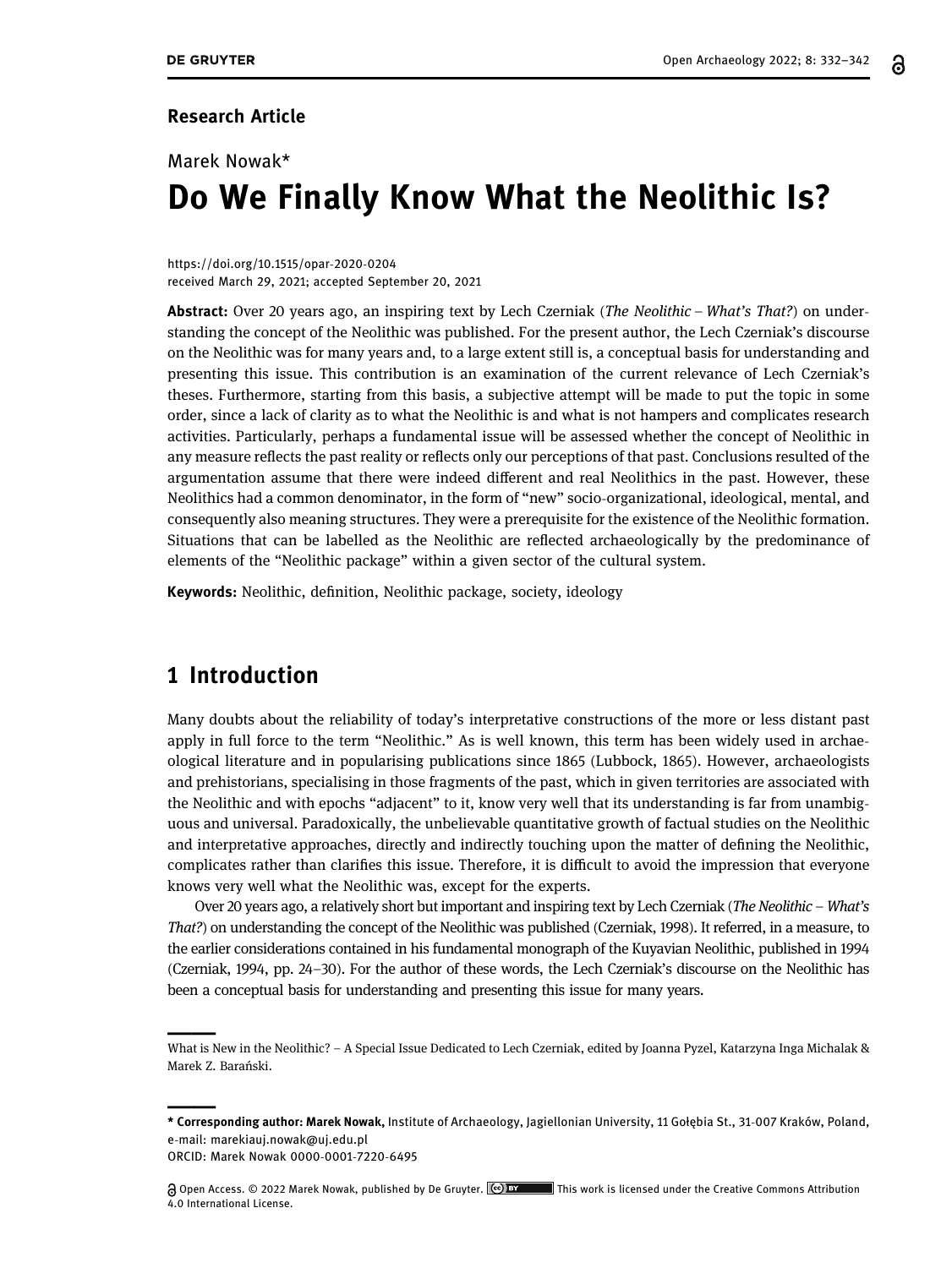**Research Article**

Marek Nowak*

# Do We Finally Know What the Neolithic Is?

https://doi.org/10.1515/opar-2020-0204
received March 29, 2021; accepted September 20, 2021

**Abstract:** Over 20 years ago, an inspiring text by Lech Czerniak (*The Neolithic – What's That?*) on understanding the concept of the Neolithic was published. For the present author, the Lech Czerniak's discourse on the Neolithic was for many years and, to a large extent still is, a conceptual basis for understanding and presenting this issue. This contribution is an examination of the current relevance of Lech Czerniak's theses. Furthermore, starting from this basis, a subjective attempt will be made to put the topic in some order, since a lack of clarity as to what the Neolithic is and what is not hampers and complicates research activities. Particularly, perhaps a fundamental issue will be assessed whether the concept of Neolithic in any measure reflects the past reality or reflects only our perceptions of that past. Conclusions resulted of the argumentation assume that there were indeed different and real Neolithics in the past. However, these Neolithics had a common denominator, in the form of "new" socio-organizational, ideological, mental, and consequently also meaning structures. They were a prerequisite for the existence of the Neolithic formation. Situations that can be labelled as the Neolithic are reflected archaeologically by the predominance of elements of the "Neolithic package" within a given sector of the cultural system.

**Keywords:** Neolithic, definition, Neolithic package, society, ideology

## 1 Introduction

Many doubts about the reliability of today's interpretative constructions of the more or less distant past apply in full force to the term "Neolithic." As is well known, this term has been widely used in archaeological literature and in popularising publications since 1865 (Lubbock, 1865). However, archaeologists and prehistorians, specialising in those fragments of the past, which in given territories are associated with the Neolithic and with epochs "adjacent" to it, know very well that its understanding is far from unambiguous and universal. Paradoxically, the unbelievable quantitative growth of factual studies on the Neolithic and interpretative approaches, directly and indirectly touching upon the matter of defining the Neolithic, complicates rather than clarifies this issue. Therefore, it is difficult to avoid the impression that everyone knows very well what the Neolithic was, except for the experts.

Over 20 years ago, a relatively short but important and inspiring text by Lech Czerniak (*The Neolithic – What's That?*) on understanding the concept of the Neolithic was published (Czerniak, 1998). It referred, in a measure, to the earlier considerations contained in his fundamental monograph of the Kuyavian Neolithic, published in 1994 (Czerniak, 1994, pp. 24–30). For the author of these words, the Lech Czerniak's discourse on the Neolithic has been a conceptual basis for understanding and presenting this issue for many years.

---

What is New in the Neolithic? – A Special Issue Dedicated to Lech Czerniak, edited by Joanna Pyzel, Katarzyna Inga Michalak & Marek Z. Barański.

---

**\* Corresponding author: Marek Nowak,** Institute of Archaeology, Jagiellonian University, 11 Gołębia St., 31-007 Kraków, Poland, e-mail: marekiauj.nowak@uj.edu.pl
ORCID: Marek Nowak 0000-0001-7220-6495

Open Access. © 2022 Marek Nowak, published by De Gruyter. This work is licensed under the Creative Commons Attribution 4.0 International License.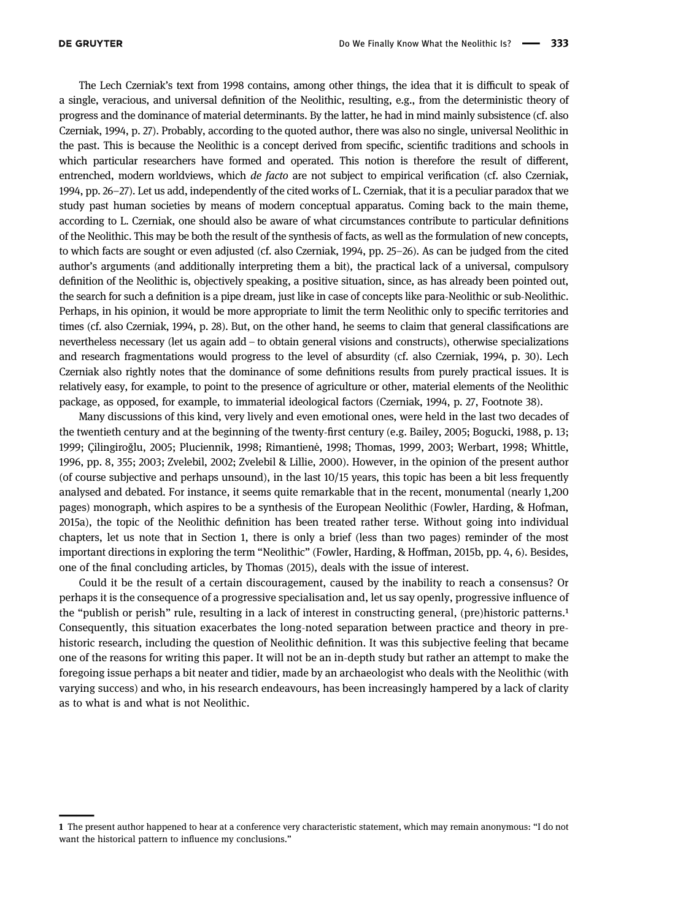The Lech Czerniak's text from 1998 contains, among other things, the idea that it is difficult to speak of a single, veracious, and universal definition of the Neolithic, resulting, e.g., from the deterministic theory of progress and the dominance of material determinants. By the latter, he had in mind mainly subsistence (cf. also Czerniak, 1994, p. 27). Probably, according to the quoted author, there was also no single, universal Neolithic in the past. This is because the Neolithic is a concept derived from specific, scientific traditions and schools in which particular researchers have formed and operated. This notion is therefore the result of different, entrenched, modern worldviews, which *de facto* are not subject to empirical verification (cf. also Czerniak, 1994, pp. 26–27). Let us add, independently of the cited works of L. Czerniak, that it is a peculiar paradox that we study past human societies by means of modern conceptual apparatus. Coming back to the main theme, according to L. Czerniak, one should also be aware of what circumstances contribute to particular definitions of the Neolithic. This may be both the result of the synthesis of facts, as well as the formulation of new concepts, to which facts are sought or even adjusted (cf. also Czerniak, 1994, pp. 25–26). As can be judged from the cited author's arguments (and additionally interpreting them a bit), the practical lack of a universal, compulsory definition of the Neolithic is, objectively speaking, a positive situation, since, as has already been pointed out, the search for such a definition is a pipe dream, just like in case of concepts like para-Neolithic or sub-Neolithic. Perhaps, in his opinion, it would be more appropriate to limit the term Neolithic only to specific territories and times (cf. also Czerniak, 1994, p. 28). But, on the other hand, he seems to claim that general classifications are nevertheless necessary (let us again add – to obtain general visions and constructs), otherwise specializations and research fragmentations would progress to the level of absurdity (cf. also Czerniak, 1994, p. 30). Lech Czerniak also rightly notes that the dominance of some definitions results from purely practical issues. It is relatively easy, for example, to point to the presence of agriculture or other, material elements of the Neolithic package, as opposed, for example, to immaterial ideological factors (Czerniak, 1994, p. 27, Footnote 38).

Many discussions of this kind, very lively and even emotional ones, were held in the last two decades of the twentieth century and at the beginning of the twenty-first century (e.g. Bailey, 2005; Bogucki, 1988, p. 13; 1999; Çilingiroğlu, 2005; Pluciennik, 1998; Rimantienė, 1998; Thomas, 1999, 2003; Werbart, 1998; Whittle, 1996, pp. 8, 355; 2003; Zvelebil, 2002; Zvelebil & Lillie, 2000). However, in the opinion of the present author (of course subjective and perhaps unsound), in the last 10/15 years, this topic has been a bit less frequently analysed and debated. For instance, it seems quite remarkable that in the recent, monumental (nearly 1,200 pages) monograph, which aspires to be a synthesis of the European Neolithic (Fowler, Harding, & Hofman, 2015a), the topic of the Neolithic definition has been treated rather terse. Without going into individual chapters, let us note that in Section 1, there is only a brief (less than two pages) reminder of the most important directions in exploring the term "Neolithic" (Fowler, Harding, & Hoffman, 2015b, pp. 4, 6). Besides, one of the final concluding articles, by Thomas (2015), deals with the issue of interest.

Could it be the result of a certain discouragement, caused by the inability to reach a consensus? Or perhaps it is the consequence of a progressive specialisation and, let us say openly, progressive influence of the "publish or perish" rule, resulting in a lack of interest in constructing general, (pre)historic patterns.[1] Consequently, this situation exacerbates the long-noted separation between practice and theory in prehistoric research, including the question of Neolithic definition. It was this subjective feeling that became one of the reasons for writing this paper. It will not be an in-depth study but rather an attempt to make the foregoing issue perhaps a bit neater and tidier, made by an archaeologist who deals with the Neolithic (with varying success) and who, in his research endeavours, has been increasingly hampered by a lack of clarity as to what is and what is not Neolithic.

---

[1] The present author happened to hear at a conference very characteristic statement, which may remain anonymous: "I do not want the historical pattern to influence my conclusions."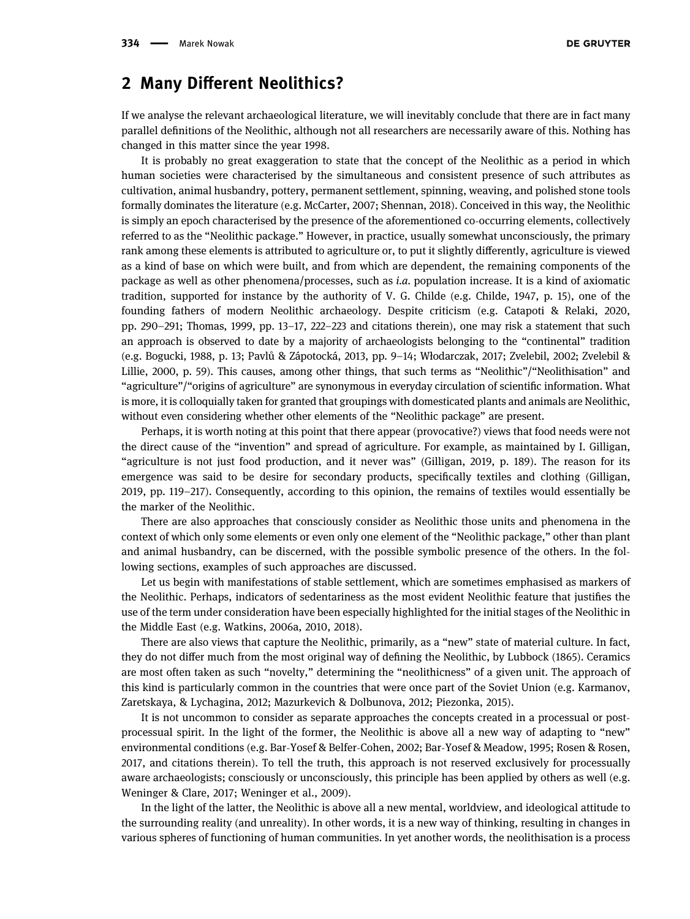## 2 Many Different Neolithics?

If we analyse the relevant archaeological literature, we will inevitably conclude that there are in fact many parallel definitions of the Neolithic, although not all researchers are necessarily aware of this. Nothing has changed in this matter since the year 1998.

It is probably no great exaggeration to state that the concept of the Neolithic as a period in which human societies were characterised by the simultaneous and consistent presence of such attributes as cultivation, animal husbandry, pottery, permanent settlement, spinning, weaving, and polished stone tools formally dominates the literature (e.g. McCarter, 2007; Shennan, 2018). Conceived in this way, the Neolithic is simply an epoch characterised by the presence of the aforementioned co-occurring elements, collectively referred to as the "Neolithic package." However, in practice, usually somewhat unconsciously, the primary rank among these elements is attributed to agriculture or, to put it slightly differently, agriculture is viewed as a kind of base on which were built, and from which are dependent, the remaining components of the package as well as other phenomena/processes, such as *i.a.* population increase. It is a kind of axiomatic tradition, supported for instance by the authority of V. G. Childe (e.g. Childe, 1947, p. 15), one of the founding fathers of modern Neolithic archaeology. Despite criticism (e.g. Catapoti & Relaki, 2020, pp. 290–291; Thomas, 1999, pp. 13–17, 222–223 and citations therein), one may risk a statement that such an approach is observed to date by a majority of archaeologists belonging to the "continental" tradition (e.g. Bogucki, 1988, p. 13; Pavlů & Zápotocká, 2013, pp. 9–14; Włodarczak, 2017; Zvelebil, 2002; Zvelebil & Lillie, 2000, p. 59). This causes, among other things, that such terms as "Neolithic"/"Neolithisation" and "agriculture"/"origins of agriculture" are synonymous in everyday circulation of scientific information. What is more, it is colloquially taken for granted that groupings with domesticated plants and animals are Neolithic, without even considering whether other elements of the "Neolithic package" are present.

Perhaps, it is worth noting at this point that there appear (provocative?) views that food needs were not the direct cause of the "invention" and spread of agriculture. For example, as maintained by I. Gilligan, "agriculture is not just food production, and it never was" (Gilligan, 2019, p. 189). The reason for its emergence was said to be desire for secondary products, specifically textiles and clothing (Gilligan, 2019, pp. 119–217). Consequently, according to this opinion, the remains of textiles would essentially be the marker of the Neolithic.

There are also approaches that consciously consider as Neolithic those units and phenomena in the context of which only some elements or even only one element of the "Neolithic package," other than plant and animal husbandry, can be discerned, with the possible symbolic presence of the others. In the following sections, examples of such approaches are discussed.

Let us begin with manifestations of stable settlement, which are sometimes emphasised as markers of the Neolithic. Perhaps, indicators of sedentariness as the most evident Neolithic feature that justifies the use of the term under consideration have been especially highlighted for the initial stages of the Neolithic in the Middle East (e.g. Watkins, 2006a, 2010, 2018).

There are also views that capture the Neolithic, primarily, as a "new" state of material culture. In fact, they do not differ much from the most original way of defining the Neolithic, by Lubbock (1865). Ceramics are most often taken as such "novelty," determining the "neolithicness" of a given unit. The approach of this kind is particularly common in the countries that were once part of the Soviet Union (e.g. Karmanov, Zaretskaya, & Lychagina, 2012; Mazurkevich & Dolbunova, 2012; Piezonka, 2015).

It is not uncommon to consider as separate approaches the concepts created in a processual or post-processual spirit. In the light of the former, the Neolithic is above all a new way of adapting to "new" environmental conditions (e.g. Bar-Yosef & Belfer-Cohen, 2002; Bar-Yosef & Meadow, 1995; Rosen & Rosen, 2017, and citations therein). To tell the truth, this approach is not reserved exclusively for processually aware archaeologists; consciously or unconsciously, this principle has been applied by others as well (e.g. Weninger & Clare, 2017; Weninger et al., 2009).

In the light of the latter, the Neolithic is above all a new mental, worldview, and ideological attitude to the surrounding reality (and unreality). In other words, it is a new way of thinking, resulting in changes in various spheres of functioning of human communities. In yet another words, the neolithisation is a process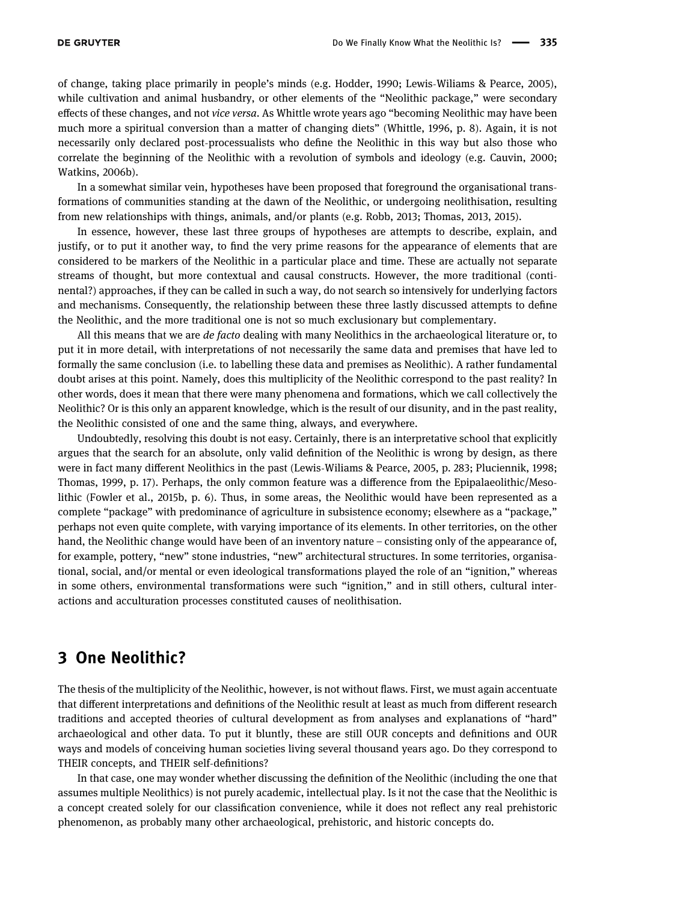of change, taking place primarily in people's minds (e.g. Hodder, 1990; Lewis-Wiliams & Pearce, 2005), while cultivation and animal husbandry, or other elements of the "Neolithic package," were secondary effects of these changes, and not *vice versa*. As Whittle wrote years ago "becoming Neolithic may have been much more a spiritual conversion than a matter of changing diets" (Whittle, 1996, p. 8). Again, it is not necessarily only declared post-processualists who define the Neolithic in this way but also those who correlate the beginning of the Neolithic with a revolution of symbols and ideology (e.g. Cauvin, 2000; Watkins, 2006b).

In a somewhat similar vein, hypotheses have been proposed that foreground the organisational transformations of communities standing at the dawn of the Neolithic, or undergoing neolithisation, resulting from new relationships with things, animals, and/or plants (e.g. Robb, 2013; Thomas, 2013, 2015).

In essence, however, these last three groups of hypotheses are attempts to describe, explain, and justify, or to put it another way, to find the very prime reasons for the appearance of elements that are considered to be markers of the Neolithic in a particular place and time. These are actually not separate streams of thought, but more contextual and causal constructs. However, the more traditional (continental?) approaches, if they can be called in such a way, do not search so intensively for underlying factors and mechanisms. Consequently, the relationship between these three lastly discussed attempts to define the Neolithic, and the more traditional one is not so much exclusionary but complementary.

All this means that we are *de facto* dealing with many Neolithics in the archaeological literature or, to put it in more detail, with interpretations of not necessarily the same data and premises that have led to formally the same conclusion (i.e. to labelling these data and premises as Neolithic). A rather fundamental doubt arises at this point. Namely, does this multiplicity of the Neolithic correspond to the past reality? In other words, does it mean that there were many phenomena and formations, which we call collectively the Neolithic? Or is this only an apparent knowledge, which is the result of our disunity, and in the past reality, the Neolithic consisted of one and the same thing, always, and everywhere.

Undoubtedly, resolving this doubt is not easy. Certainly, there is an interpretative school that explicitly argues that the search for an absolute, only valid definition of the Neolithic is wrong by design, as there were in fact many different Neolithics in the past (Lewis-Wiliams & Pearce, 2005, p. 283; Pluciennik, 1998; Thomas, 1999, p. 17). Perhaps, the only common feature was a difference from the Epipalaeolithic/Mesolithic (Fowler et al., 2015b, p. 6). Thus, in some areas, the Neolithic would have been represented as a complete "package" with predominance of agriculture in subsistence economy; elsewhere as a "package," perhaps not even quite complete, with varying importance of its elements. In other territories, on the other hand, the Neolithic change would have been of an inventory nature – consisting only of the appearance of, for example, pottery, "new" stone industries, "new" architectural structures. In some territories, organisational, social, and/or mental or even ideological transformations played the role of an "ignition," whereas in some others, environmental transformations were such "ignition," and in still others, cultural interactions and acculturation processes constituted causes of neolithisation.

## 3 One Neolithic?

The thesis of the multiplicity of the Neolithic, however, is not without flaws. First, we must again accentuate that different interpretations and definitions of the Neolithic result at least as much from different research traditions and accepted theories of cultural development as from analyses and explanations of "hard" archaeological and other data. To put it bluntly, these are still OUR concepts and definitions and OUR ways and models of conceiving human societies living several thousand years ago. Do they correspond to THEIR concepts, and THEIR self-definitions?

In that case, one may wonder whether discussing the definition of the Neolithic (including the one that assumes multiple Neolithics) is not purely academic, intellectual play. Is it not the case that the Neolithic is a concept created solely for our classification convenience, while it does not reflect any real prehistoric phenomenon, as probably many other archaeological, prehistoric, and historic concepts do.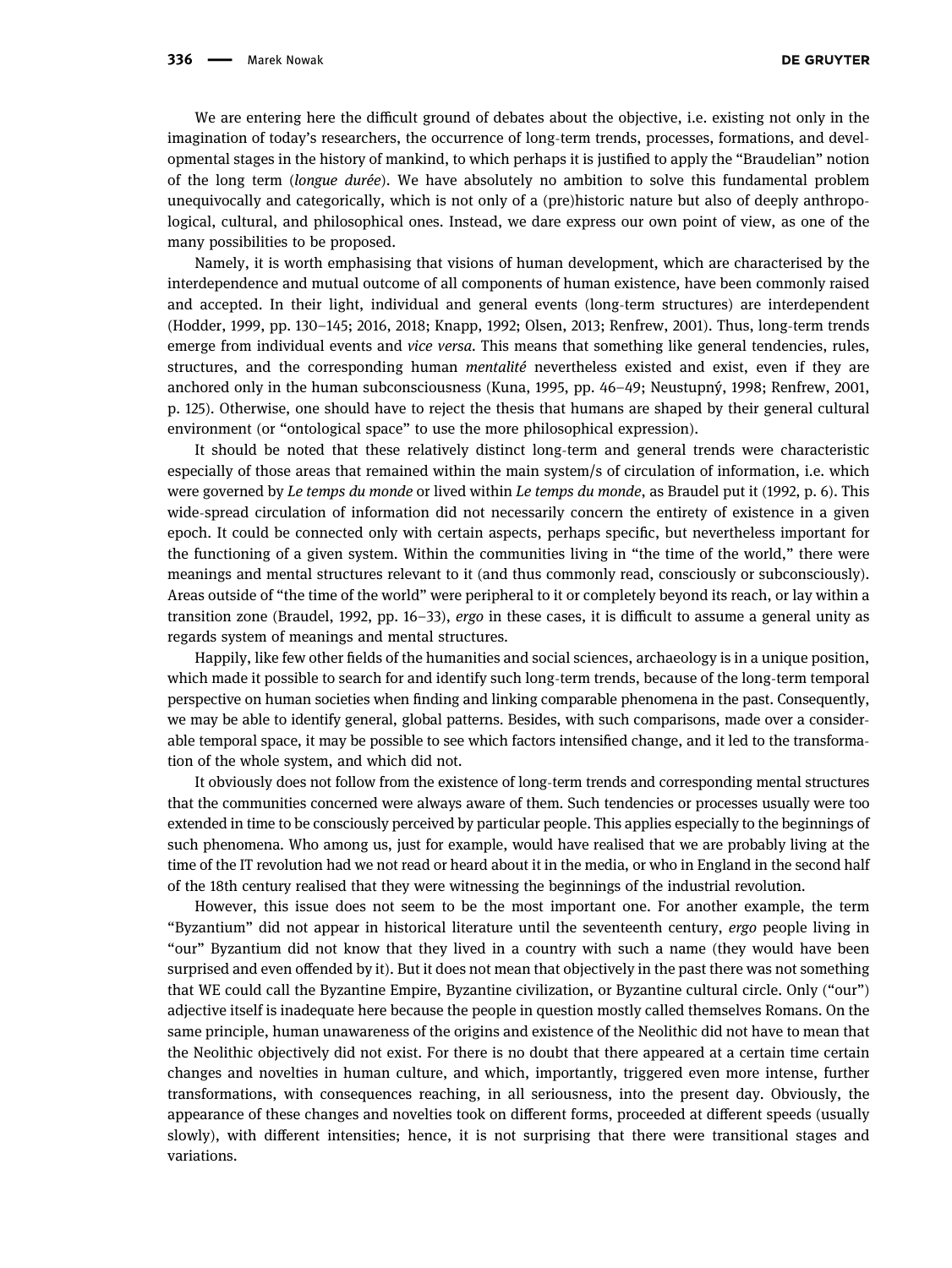We are entering here the difficult ground of debates about the objective, i.e. existing not only in the imagination of today's researchers, the occurrence of long-term trends, processes, formations, and developmental stages in the history of mankind, to which perhaps it is justified to apply the "Braudelian" notion of the long term (*longue durée*). We have absolutely no ambition to solve this fundamental problem unequivocally and categorically, which is not only of a (pre)historic nature but also of deeply anthropological, cultural, and philosophical ones. Instead, we dare express our own point of view, as one of the many possibilities to be proposed.

Namely, it is worth emphasising that visions of human development, which are characterised by the interdependence and mutual outcome of all components of human existence, have been commonly raised and accepted. In their light, individual and general events (long-term structures) are interdependent (Hodder, 1999, pp. 130–145; 2016, 2018; Knapp, 1992; Olsen, 2013; Renfrew, 2001). Thus, long-term trends emerge from individual events and *vice versa*. This means that something like general tendencies, rules, structures, and the corresponding human *mentalité* nevertheless existed and exist, even if they are anchored only in the human subconsciousness (Kuna, 1995, pp. 46–49; Neustupný, 1998; Renfrew, 2001, p. 125). Otherwise, one should have to reject the thesis that humans are shaped by their general cultural environment (or "ontological space" to use the more philosophical expression).

It should be noted that these relatively distinct long-term and general trends were characteristic especially of those areas that remained within the main system/s of circulation of information, i.e. which were governed by *Le temps du monde* or lived within *Le temps du monde*, as Braudel put it (1992, p. 6). This wide-spread circulation of information did not necessarily concern the entirety of existence in a given epoch. It could be connected only with certain aspects, perhaps specific, but nevertheless important for the functioning of a given system. Within the communities living in "the time of the world," there were meanings and mental structures relevant to it (and thus commonly read, consciously or subconsciously). Areas outside of "the time of the world" were peripheral to it or completely beyond its reach, or lay within a transition zone (Braudel, 1992, pp. 16–33), *ergo* in these cases, it is difficult to assume a general unity as regards system of meanings and mental structures.

Happily, like few other fields of the humanities and social sciences, archaeology is in a unique position, which made it possible to search for and identify such long-term trends, because of the long-term temporal perspective on human societies when finding and linking comparable phenomena in the past. Consequently, we may be able to identify general, global patterns. Besides, with such comparisons, made over a considerable temporal space, it may be possible to see which factors intensified change, and it led to the transformation of the whole system, and which did not.

It obviously does not follow from the existence of long-term trends and corresponding mental structures that the communities concerned were always aware of them. Such tendencies or processes usually were too extended in time to be consciously perceived by particular people. This applies especially to the beginnings of such phenomena. Who among us, just for example, would have realised that we are probably living at the time of the IT revolution had we not read or heard about it in the media, or who in England in the second half of the 18th century realised that they were witnessing the beginnings of the industrial revolution.

However, this issue does not seem to be the most important one. For another example, the term "Byzantium" did not appear in historical literature until the seventeenth century, *ergo* people living in "our" Byzantium did not know that they lived in a country with such a name (they would have been surprised and even offended by it). But it does not mean that objectively in the past there was not something that WE could call the Byzantine Empire, Byzantine civilization, or Byzantine cultural circle. Only ("our") adjective itself is inadequate here because the people in question mostly called themselves Romans. On the same principle, human unawareness of the origins and existence of the Neolithic did not have to mean that the Neolithic objectively did not exist. For there is no doubt that there appeared at a certain time certain changes and novelties in human culture, and which, importantly, triggered even more intense, further transformations, with consequences reaching, in all seriousness, into the present day. Obviously, the appearance of these changes and novelties took on different forms, proceeded at different speeds (usually slowly), with different intensities; hence, it is not surprising that there were transitional stages and variations.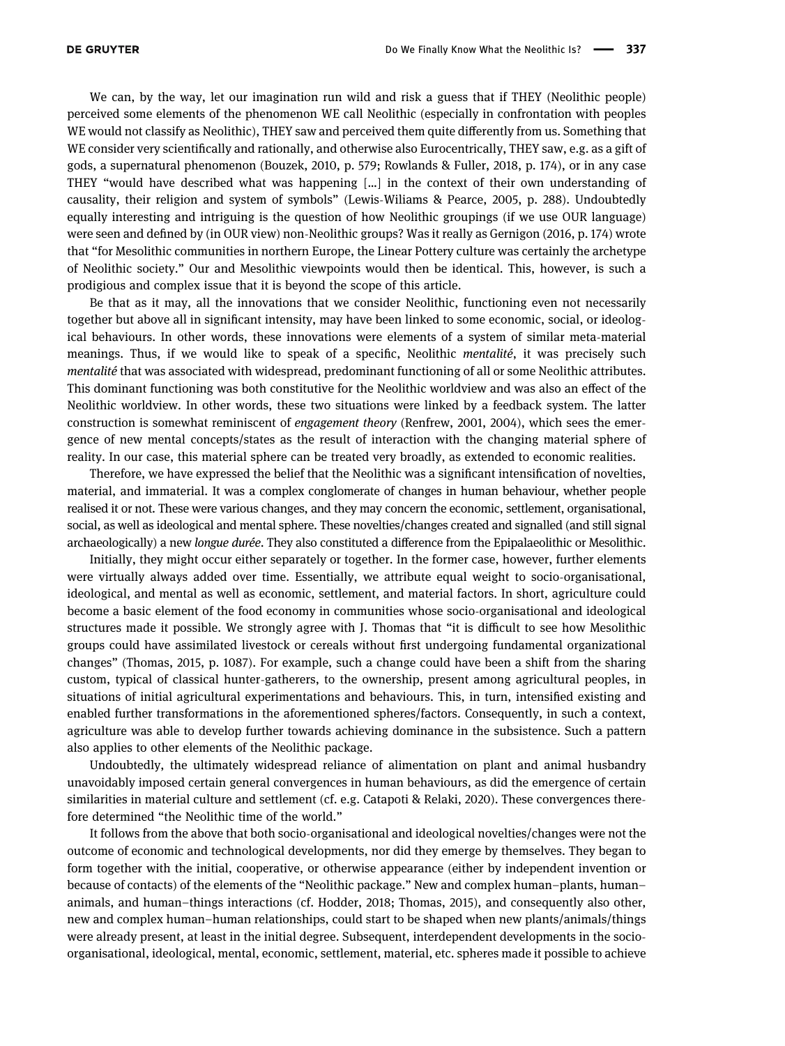We can, by the way, let our imagination run wild and risk a guess that if THEY (Neolithic people) perceived some elements of the phenomenon WE call Neolithic (especially in confrontation with peoples WE would not classify as Neolithic), THEY saw and perceived them quite differently from us. Something that WE consider very scientifically and rationally, and otherwise also Eurocentrically, THEY saw, e.g. as a gift of gods, a supernatural phenomenon (Bouzek, 2010, p. 579; Rowlands & Fuller, 2018, p. 174), or in any case THEY "would have described what was happening […] in the context of their own understanding of causality, their religion and system of symbols" (Lewis-Wiliams & Pearce, 2005, p. 288). Undoubtedly equally interesting and intriguing is the question of how Neolithic groupings (if we use OUR language) were seen and defined by (in OUR view) non-Neolithic groups? Was it really as Gernigon (2016, p. 174) wrote that "for Mesolithic communities in northern Europe, the Linear Pottery culture was certainly the archetype of Neolithic society." Our and Mesolithic viewpoints would then be identical. This, however, is such a prodigious and complex issue that it is beyond the scope of this article.

Be that as it may, all the innovations that we consider Neolithic, functioning even not necessarily together but above all in significant intensity, may have been linked to some economic, social, or ideological behaviours. In other words, these innovations were elements of a system of similar meta-material meanings. Thus, if we would like to speak of a specific, Neolithic *mentalité*, it was precisely such *mentalité* that was associated with widespread, predominant functioning of all or some Neolithic attributes. This dominant functioning was both constitutive for the Neolithic worldview and was also an effect of the Neolithic worldview. In other words, these two situations were linked by a feedback system. The latter construction is somewhat reminiscent of *engagement theory* (Renfrew, 2001, 2004), which sees the emergence of new mental concepts/states as the result of interaction with the changing material sphere of reality. In our case, this material sphere can be treated very broadly, as extended to economic realities.

Therefore, we have expressed the belief that the Neolithic was a significant intensification of novelties, material, and immaterial. It was a complex conglomerate of changes in human behaviour, whether people realised it or not. These were various changes, and they may concern the economic, settlement, organisational, social, as well as ideological and mental sphere. These novelties/changes created and signalled (and still signal archaeologically) a new *longue durée*. They also constituted a difference from the Epipalaeolithic or Mesolithic.

Initially, they might occur either separately or together. In the former case, however, further elements were virtually always added over time. Essentially, we attribute equal weight to socio-organisational, ideological, and mental as well as economic, settlement, and material factors. In short, agriculture could become a basic element of the food economy in communities whose socio-organisational and ideological structures made it possible. We strongly agree with J. Thomas that "it is difficult to see how Mesolithic groups could have assimilated livestock or cereals without first undergoing fundamental organizational changes" (Thomas, 2015, p. 1087). For example, such a change could have been a shift from the sharing custom, typical of classical hunter-gatherers, to the ownership, present among agricultural peoples, in situations of initial agricultural experimentations and behaviours. This, in turn, intensified existing and enabled further transformations in the aforementioned spheres/factors. Consequently, in such a context, agriculture was able to develop further towards achieving dominance in the subsistence. Such a pattern also applies to other elements of the Neolithic package.

Undoubtedly, the ultimately widespread reliance of alimentation on plant and animal husbandry unavoidably imposed certain general convergences in human behaviours, as did the emergence of certain similarities in material culture and settlement (cf. e.g. Catapoti & Relaki, 2020). These convergences therefore determined "the Neolithic time of the world."

It follows from the above that both socio-organisational and ideological novelties/changes were not the outcome of economic and technological developments, nor did they emerge by themselves. They began to form together with the initial, cooperative, or otherwise appearance (either by independent invention or because of contacts) of the elements of the "Neolithic package." New and complex human–plants, human–animals, and human–things interactions (cf. Hodder, 2018; Thomas, 2015), and consequently also other, new and complex human–human relationships, could start to be shaped when new plants/animals/things were already present, at least in the initial degree. Subsequent, interdependent developments in the socio-organisational, ideological, mental, economic, settlement, material, etc. spheres made it possible to achieve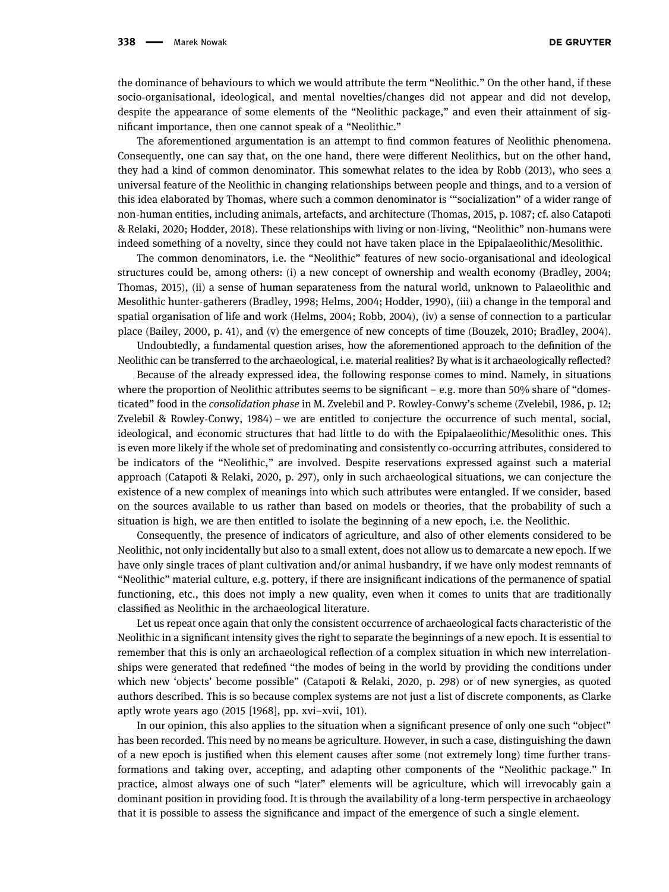the dominance of behaviours to which we would attribute the term "Neolithic." On the other hand, if these socio-organisational, ideological, and mental novelties/changes did not appear and did not develop, despite the appearance of some elements of the "Neolithic package," and even their attainment of significant importance, then one cannot speak of a "Neolithic."

The aforementioned argumentation is an attempt to find common features of Neolithic phenomena. Consequently, one can say that, on the one hand, there were different Neolithics, but on the other hand, they had a kind of common denominator. This somewhat relates to the idea by Robb (2013), who sees a universal feature of the Neolithic in changing relationships between people and things, and to a version of this idea elaborated by Thomas, where such a common denominator is '"socialization" of a wider range of non-human entities, including animals, artefacts, and architecture (Thomas, 2015, p. 1087; cf. also Catapoti & Relaki, 2020; Hodder, 2018). These relationships with living or non-living, "Neolithic" non-humans were indeed something of a novelty, since they could not have taken place in the Epipalaeolithic/Mesolithic.

The common denominators, i.e. the "Neolithic" features of new socio-organisational and ideological structures could be, among others: (i) a new concept of ownership and wealth economy (Bradley, 2004; Thomas, 2015), (ii) a sense of human separateness from the natural world, unknown to Palaeolithic and Mesolithic hunter-gatherers (Bradley, 1998; Helms, 2004; Hodder, 1990), (iii) a change in the temporal and spatial organisation of life and work (Helms, 2004; Robb, 2004), (iv) a sense of connection to a particular place (Bailey, 2000, p. 41), and (v) the emergence of new concepts of time (Bouzek, 2010; Bradley, 2004).

Undoubtedly, a fundamental question arises, how the aforementioned approach to the definition of the Neolithic can be transferred to the archaeological, i.e. material realities? By what is it archaeologically reflected?

Because of the already expressed idea, the following response comes to mind. Namely, in situations where the proportion of Neolithic attributes seems to be significant – e.g. more than 50% share of "domesticated" food in the *consolidation phase* in M. Zvelebil and P. Rowley-Conwy's scheme (Zvelebil, 1986, p. 12; Zvelebil & Rowley-Conwy, 1984) – we are entitled to conjecture the occurrence of such mental, social, ideological, and economic structures that had little to do with the Epipalaeolithic/Mesolithic ones. This is even more likely if the whole set of predominating and consistently co-occurring attributes, considered to be indicators of the "Neolithic," are involved. Despite reservations expressed against such a material approach (Catapoti & Relaki, 2020, p. 297), only in such archaeological situations, we can conjecture the existence of a new complex of meanings into which such attributes were entangled. If we consider, based on the sources available to us rather than based on models or theories, that the probability of such a situation is high, we are then entitled to isolate the beginning of a new epoch, i.e. the Neolithic.

Consequently, the presence of indicators of agriculture, and also of other elements considered to be Neolithic, not only incidentally but also to a small extent, does not allow us to demarcate a new epoch. If we have only single traces of plant cultivation and/or animal husbandry, if we have only modest remnants of "Neolithic" material culture, e.g. pottery, if there are insignificant indications of the permanence of spatial functioning, etc., this does not imply a new quality, even when it comes to units that are traditionally classified as Neolithic in the archaeological literature.

Let us repeat once again that only the consistent occurrence of archaeological facts characteristic of the Neolithic in a significant intensity gives the right to separate the beginnings of a new epoch. It is essential to remember that this is only an archaeological reflection of a complex situation in which new interrelationships were generated that redefined "the modes of being in the world by providing the conditions under which new 'objects' become possible" (Catapoti & Relaki, 2020, p. 298) or of new synergies, as quoted authors described. This is so because complex systems are not just a list of discrete components, as Clarke aptly wrote years ago (2015 [1968], pp. xvi–xvii, 101).

In our opinion, this also applies to the situation when a significant presence of only one such "object" has been recorded. This need by no means be agriculture. However, in such a case, distinguishing the dawn of a new epoch is justified when this element causes after some (not extremely long) time further transformations and taking over, accepting, and adapting other components of the "Neolithic package." In practice, almost always one of such "later" elements will be agriculture, which will irrevocably gain a dominant position in providing food. It is through the availability of a long-term perspective in archaeology that it is possible to assess the significance and impact of the emergence of such a single element.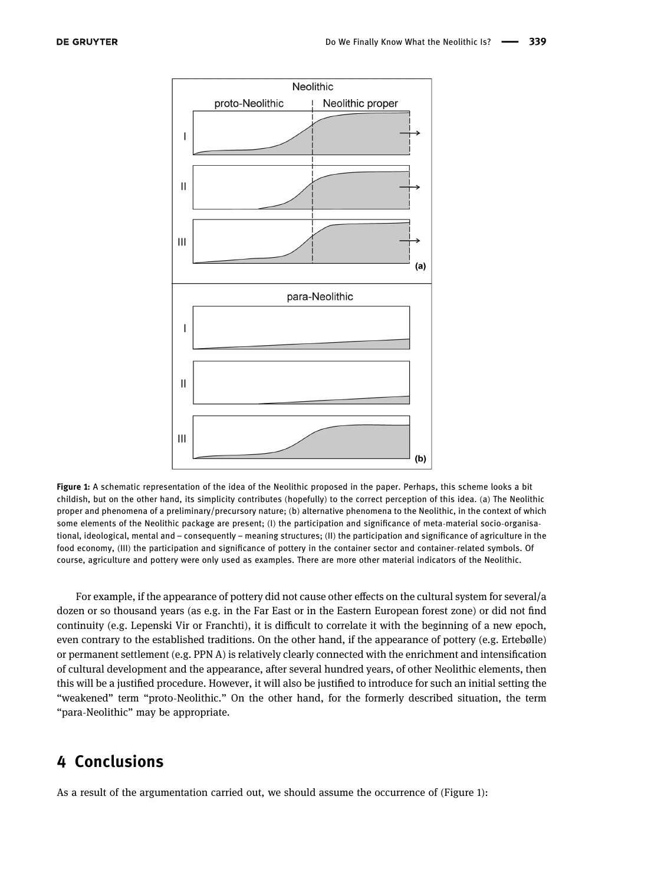Figure 1: A schematic representation of the idea of the Neolithic proposed in the paper. Perhaps, this scheme looks a bit childish, but on the other hand, its simplicity contributes (hopefully) to the correct perception of this idea. (a) The Neolithic proper and phenomena of a preliminary/precursory nature; (b) alternative phenomena to the Neolithic, in the context of which some elements of the Neolithic package are present; (I) the participation and significance of meta-material socio-organisational, ideological, mental and – consequently – meaning structures; (II) the participation and significance of agriculture in the food economy, (III) the participation and significance of pottery in the container sector and container-related symbols. Of course, agriculture and pottery were only used as examples. There are more other material indicators of the Neolithic.

For example, if the appearance of pottery did not cause other effects on the cultural system for several/a dozen or so thousand years (as e.g. in the Far East or in the Eastern European forest zone) or did not find continuity (e.g. Lepenski Vir or Franchti), it is difficult to correlate it with the beginning of a new epoch, even contrary to the established traditions. On the other hand, if the appearance of pottery (e.g. Ertebølle) or permanent settlement (e.g. PPN A) is relatively clearly connected with the enrichment and intensification of cultural development and the appearance, after several hundred years, of other Neolithic elements, then this will be a justified procedure. However, it will also be justified to introduce for such an initial setting the "weakened" term "proto-Neolithic." On the other hand, for the formerly described situation, the term "para-Neolithic" may be appropriate.

## 4 Conclusions

As a result of the argumentation carried out, we should assume the occurrence of (Figure 1):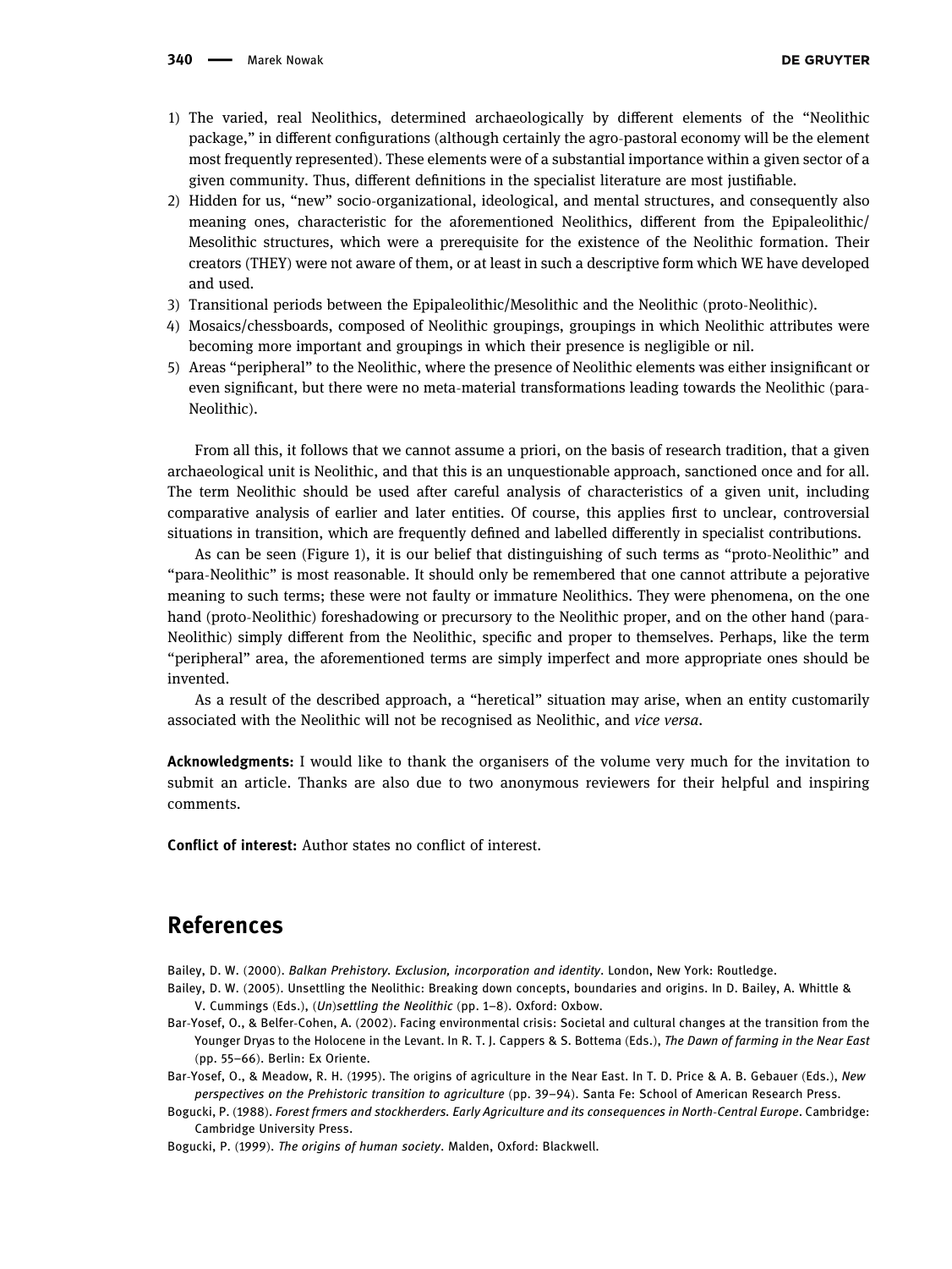1) The varied, real Neolithics, determined archaeologically by different elements of the "Neolithic package," in different configurations (although certainly the agro-pastoral economy will be the element most frequently represented). These elements were of a substantial importance within a given sector of a given community. Thus, different definitions in the specialist literature are most justifiable.
2) Hidden for us, "new" socio-organizational, ideological, and mental structures, and consequently also meaning ones, characteristic for the aforementioned Neolithics, different from the Epipaleolithic/Mesolithic structures, which were a prerequisite for the existence of the Neolithic formation. Their creators (THEY) were not aware of them, or at least in such a descriptive form which WE have developed and used.
3) Transitional periods between the Epipaleolithic/Mesolithic and the Neolithic (proto-Neolithic).
4) Mosaics/chessboards, composed of Neolithic groupings, groupings in which Neolithic attributes were becoming more important and groupings in which their presence is negligible or nil.
5) Areas "peripheral" to the Neolithic, where the presence of Neolithic elements was either insignificant or even significant, but there were no meta-material transformations leading towards the Neolithic (para-Neolithic).

From all this, it follows that we cannot assume a priori, on the basis of research tradition, that a given archaeological unit is Neolithic, and that this is an unquestionable approach, sanctioned once and for all. The term Neolithic should be used after careful analysis of characteristics of a given unit, including comparative analysis of earlier and later entities. Of course, this applies first to unclear, controversial situations in transition, which are frequently defined and labelled differently in specialist contributions.

As can be seen (Figure 1), it is our belief that distinguishing of such terms as "proto-Neolithic" and "para-Neolithic" is most reasonable. It should only be remembered that one cannot attribute a pejorative meaning to such terms; these were not faulty or immature Neolithics. They were phenomena, on the one hand (proto-Neolithic) foreshadowing or precursory to the Neolithic proper, and on the other hand (para-Neolithic) simply different from the Neolithic, specific and proper to themselves. Perhaps, like the term "peripheral" area, the aforementioned terms are simply imperfect and more appropriate ones should be invented.

As a result of the described approach, a "heretical" situation may arise, when an entity customarily associated with the Neolithic will not be recognised as Neolithic, and *vice versa*.

**Acknowledgments:** I would like to thank the organisers of the volume very much for the invitation to submit an article. Thanks are also due to two anonymous reviewers for their helpful and inspiring comments.

**Conflict of interest:** Author states no conflict of interest.

## References

Bailey, D. W. (2000). *Balkan Prehistory. Exclusion, incorporation and identity*. London, New York: Routledge.

Bailey, D. W. (2005). Unsettling the Neolithic: Breaking down concepts, boundaries and origins. In D. Bailey, A. Whittle & V. Cummings (Eds.), *(Un)settling the Neolithic* (pp. 1–8). Oxford: Oxbow.

Bar-Yosef, O., & Belfer-Cohen, A. (2002). Facing environmental crisis: Societal and cultural changes at the transition from the Younger Dryas to the Holocene in the Levant. In R. T. J. Cappers & S. Bottema (Eds.), *The Dawn of farming in the Near East* (pp. 55–66). Berlin: Ex Oriente.

Bar-Yosef, O., & Meadow, R. H. (1995). The origins of agriculture in the Near East. In T. D. Price & A. B. Gebauer (Eds.), *New perspectives on the Prehistoric transition to agriculture* (pp. 39–94). Santa Fe: School of American Research Press.

Bogucki, P. (1988). *Forest frmers and stockherders. Early Agriculture and its consequences in North-Central Europe*. Cambridge: Cambridge University Press.

Bogucki, P. (1999). *The origins of human society*. Malden, Oxford: Blackwell.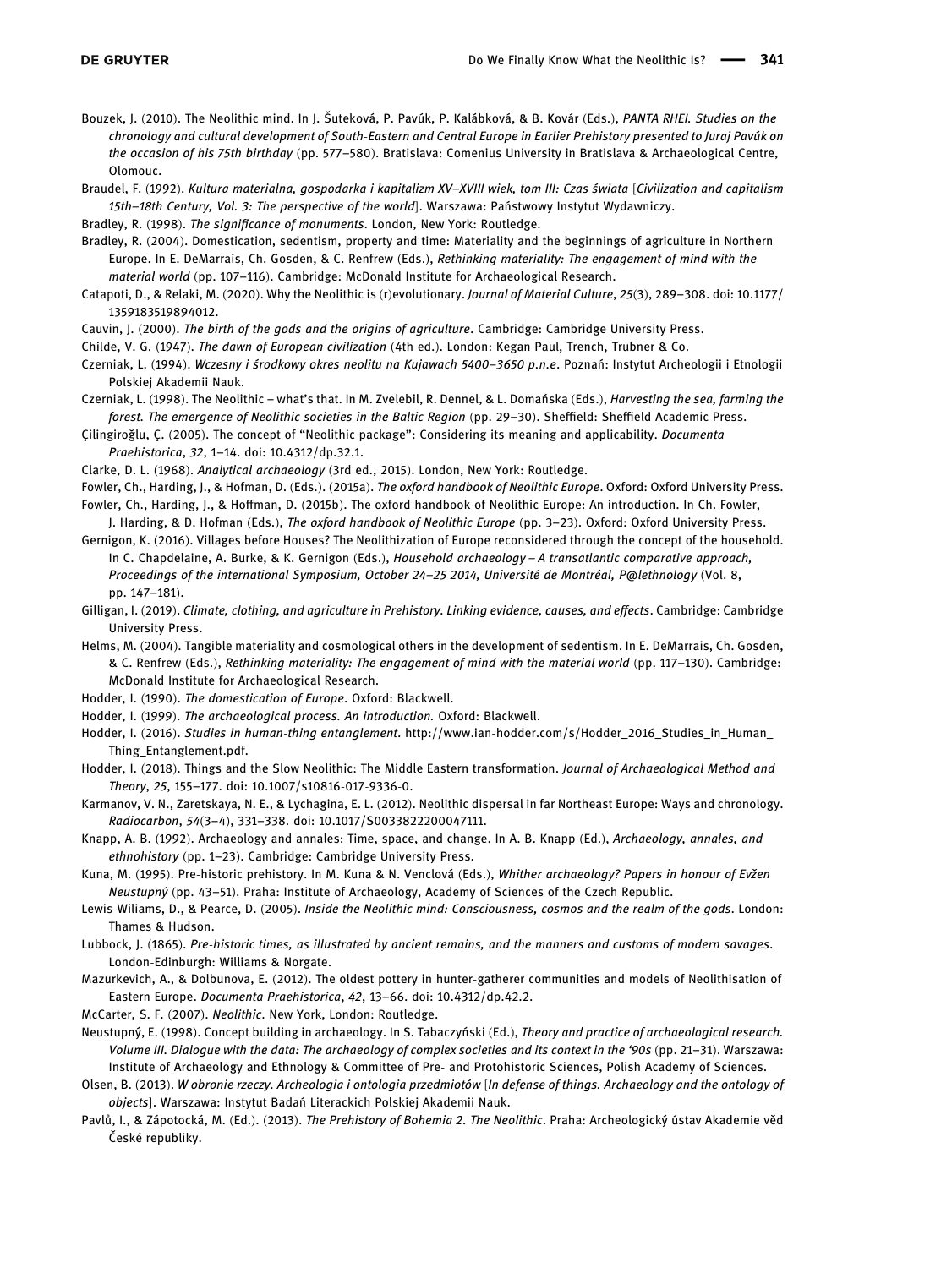Bouzek, J. (2010). The Neolithic mind. In J. Šuteková, P. Pavúk, P. Kalábková, & B. Kovár (Eds.), *PANTA RHEI. Studies on the chronology and cultural development of South-Eastern and Central Europe in Earlier Prehistory presented to Juraj Pavúk on the occasion of his 75th birthday* (pp. 577–580). Bratislava: Comenius University in Bratislava & Archaeological Centre, Olomouc.

Braudel, F. (1992). *Kultura materialna, gospodarka i kapitalizm XV–XVIII wiek, tom III: Czas świata* [*Civilization and capitalism 15th–18th Century, Vol. 3: The perspective of the world*]. Warszawa: Państwowy Instytut Wydawniczy.

Bradley, R. (1998). *The significance of monuments*. London, New York: Routledge.

Bradley, R. (2004). Domestication, sedentism, property and time: Materiality and the beginnings of agriculture in Northern Europe. In E. DeMarrais, Ch. Gosden, & C. Renfrew (Eds.), *Rethinking materiality: The engagement of mind with the material world* (pp. 107–116). Cambridge: McDonald Institute for Archaeological Research.

Catapoti, D., & Relaki, M. (2020). Why the Neolithic is (r)evolutionary. *Journal of Material Culture*, *25*(3), 289–308. doi: 10.1177/1359183519894012.

Cauvin, J. (2000). *The birth of the gods and the origins of agriculture*. Cambridge: Cambridge University Press.

Childe, V. G. (1947). *The dawn of European civilization* (4th ed.). London: Kegan Paul, Trench, Trubner & Co.

Czerniak, L. (1994). *Wczesny i środkowy okres neolitu na Kujawach 5400–3650 p.n.e*. Poznań: Instytut Archeologii i Etnologii Polskiej Akademii Nauk.

Czerniak, L. (1998). The Neolithic – what's that. In M. Zvelebil, R. Dennel, & L. Domańska (Eds.), *Harvesting the sea, farming the forest. The emergence of Neolithic societies in the Baltic Region* (pp. 29–30). Sheffield: Sheffield Academic Press.

Çilingiroğlu, Ç. (2005). The concept of "Neolithic package": Considering its meaning and applicability. *Documenta Praehistorica*, *32*, 1–14. doi: 10.4312/dp.32.1.

Clarke, D. L. (1968). *Analytical archaeology* (3rd ed., 2015). London, New York: Routledge.

Fowler, Ch., Harding, J., & Hofman, D. (Eds.). (2015a). *The oxford handbook of Neolithic Europe*. Oxford: Oxford University Press.

Fowler, Ch., Harding, J., & Hoffman, D. (2015b). The oxford handbook of Neolithic Europe: An introduction. In Ch. Fowler, J. Harding, & D. Hofman (Eds.), *The oxford handbook of Neolithic Europe* (pp. 3–23). Oxford: Oxford University Press.

Gernigon, K. (2016). Villages before Houses? The Neolithization of Europe reconsidered through the concept of the household. In C. Chapdelaine, A. Burke, & K. Gernigon (Eds.), *Household archaeology – A transatlantic comparative approach, Proceedings of the international Symposium, October 24–25 2014, Université de Montréal, P@lethnology* (Vol. 8, pp. 147–181).

Gilligan, I. (2019). *Climate, clothing, and agriculture in Prehistory. Linking evidence, causes, and effects*. Cambridge: Cambridge University Press.

Helms, M. (2004). Tangible materiality and cosmological others in the development of sedentism. In E. DeMarrais, Ch. Gosden, & C. Renfrew (Eds.), *Rethinking materiality: The engagement of mind with the material world* (pp. 117–130). Cambridge: McDonald Institute for Archaeological Research.

Hodder, I. (1990). *The domestication of Europe*. Oxford: Blackwell.

Hodder, I. (1999). *The archaeological process. An introduction*. Oxford: Blackwell.

Hodder, I. (2016). *Studies in human-thing entanglement*. http://www.ian-hodder.com/s/Hodder_2016_Studies_in_Human_Thing_Entanglement.pdf.

Hodder, I. (2018). Things and the Slow Neolithic: The Middle Eastern transformation. *Journal of Archaeological Method and Theory*, *25*, 155–177. doi: 10.1007/s10816-017-9336-0.

Karmanov, V. N., Zaretskaya, N. E., & Lychagina, E. L. (2012). Neolithic dispersal in far Northeast Europe: Ways and chronology. *Radiocarbon*, *54*(3–4), 331–338. doi: 10.1017/S0033822200047111.

Knapp, A. B. (1992). Archaeology and annales: Time, space, and change. In A. B. Knapp (Ed.), *Archaeology, annales, and ethnohistory* (pp. 1–23). Cambridge: Cambridge University Press.

Kuna, M. (1995). Pre-historic prehistory. In M. Kuna & N. Venclová (Eds.), *Whither archaeology? Papers in honour of Evžen Neustupný* (pp. 43–51). Praha: Institute of Archaeology, Academy of Sciences of the Czech Republic.

Lewis-Wiliams, D., & Pearce, D. (2005). *Inside the Neolithic mind: Consciousness, cosmos and the realm of the gods*. London: Thames & Hudson.

Lubbock, J. (1865). *Pre-historic times, as illustrated by ancient remains, and the manners and customs of modern savages*. London-Edinburgh: Williams & Norgate.

Mazurkevich, A., & Dolbunova, E. (2012). The oldest pottery in hunter-gatherer communities and models of Neolithisation of Eastern Europe. *Documenta Praehistorica*, *42*, 13–66. doi: 10.4312/dp.42.2.

McCarter, S. F. (2007). *Neolithic*. New York, London: Routledge.

Neustupný, E. (1998). Concept building in archaeology. In S. Tabaczyński (Ed.), *Theory and practice of archaeological research. Volume III. Dialogue with the data: The archaeology of complex societies and its context in the '90s* (pp. 21–31). Warszawa: Institute of Archaeology and Ethnology & Committee of Pre- and Protohistoric Sciences, Polish Academy of Sciences.

Olsen, B. (2013). *W obronie rzeczy. Archeologia i ontologia przedmiotów* [*In defense of things. Archaeology and the ontology of objects*]. Warszawa: Instytut Badań Literackich Polskiej Akademii Nauk.

Pavlů, I., & Zápotocká, M. (Ed.). (2013). *The Prehistory of Bohemia 2. The Neolithic*. Praha: Archeologický ústav Akademie věd České republiky.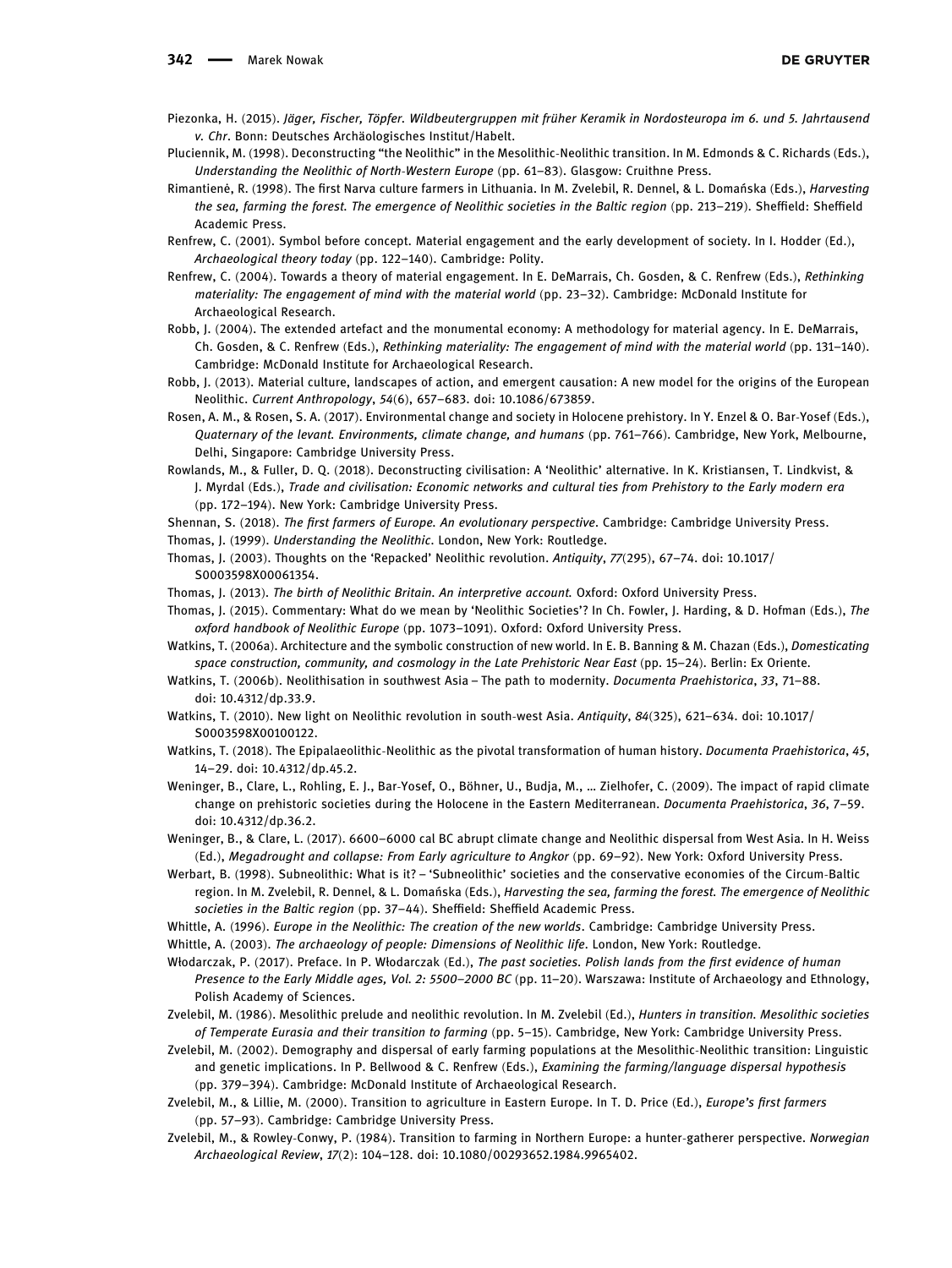Piezonka, H. (2015). *Jäger, Fischer, Töpfer. Wildbeutergruppen mit früher Keramik in Nordosteuropa im 6. und 5. Jahrtausend v. Chr.* Bonn: Deutsches Archäologisches Institut/Habelt.

Pluciennik, M. (1998). Deconstructing "the Neolithic" in the Mesolithic-Neolithic transition. In M. Edmonds & C. Richards (Eds.), *Understanding the Neolithic of North-Western Europe* (pp. 61–83). Glasgow: Cruithne Press.

Rimantienė, R. (1998). The first Narva culture farmers in Lithuania. In M. Zvelebil, R. Dennel, & L. Domańska (Eds.), *Harvesting the sea, farming the forest. The emergence of Neolithic societies in the Baltic region* (pp. 213–219). Sheffield: Sheffield Academic Press.

Renfrew, C. (2001). Symbol before concept. Material engagement and the early development of society. In I. Hodder (Ed.), *Archaeological theory today* (pp. 122–140). Cambridge: Polity.

Renfrew, C. (2004). Towards a theory of material engagement. In E. DeMarrais, Ch. Gosden, & C. Renfrew (Eds.), *Rethinking materiality: The engagement of mind with the material world* (pp. 23–32). Cambridge: McDonald Institute for Archaeological Research.

Robb, J. (2004). The extended artefact and the monumental economy: A methodology for material agency. In E. DeMarrais, Ch. Gosden, & C. Renfrew (Eds.), *Rethinking materiality: The engagement of mind with the material world* (pp. 131–140). Cambridge: McDonald Institute for Archaeological Research.

Robb, J. (2013). Material culture, landscapes of action, and emergent causation: A new model for the origins of the European Neolithic. *Current Anthropology*, *54*(6), 657–683. doi: 10.1086/673859.

Rosen, A. M., & Rosen, S. A. (2017). Environmental change and society in Holocene prehistory. In Y. Enzel & O. Bar-Yosef (Eds.), *Quaternary of the levant. Environments, climate change, and humans* (pp. 761–766). Cambridge, New York, Melbourne, Delhi, Singapore: Cambridge University Press.

Rowlands, M., & Fuller, D. Q. (2018). Deconstructing civilisation: A 'Neolithic' alternative. In K. Kristiansen, T. Lindkvist, & J. Myrdal (Eds.), *Trade and civilisation: Economic networks and cultural ties from Prehistory to the Early modern era* (pp. 172–194). New York: Cambridge University Press.

Shennan, S. (2018). *The first farmers of Europe. An evolutionary perspective*. Cambridge: Cambridge University Press.

Thomas, J. (1999). *Understanding the Neolithic*. London, New York: Routledge.

Thomas, J. (2003). Thoughts on the 'Repacked' Neolithic revolution. *Antiquity*, *77*(295), 67–74. doi: 10.1017/S0003598X00061354.

Thomas, J. (2013). *The birth of Neolithic Britain. An interpretive account.* Oxford: Oxford University Press.

Thomas, J. (2015). Commentary: What do we mean by 'Neolithic Societies'? In Ch. Fowler, J. Harding, & D. Hofman (Eds.), *The oxford handbook of Neolithic Europe* (pp. 1073–1091). Oxford: Oxford University Press.

Watkins, T. (2006a). Architecture and the symbolic construction of new world. In E. B. Banning & M. Chazan (Eds.), *Domesticating space construction, community, and cosmology in the Late Prehistoric Near East* (pp. 15–24). Berlin: Ex Oriente.

Watkins, T. (2006b). Neolithisation in southwest Asia – The path to modernity. *Documenta Praehistorica*, *33*, 71–88. doi: 10.4312/dp.33.9.

Watkins, T. (2010). New light on Neolithic revolution in south-west Asia. *Antiquity*, *84*(325), 621–634. doi: 10.1017/S0003598X00100122.

Watkins, T. (2018). The Epipalaeolithic-Neolithic as the pivotal transformation of human history. *Documenta Praehistorica*, *45*, 14–29. doi: 10.4312/dp.45.2.

Weninger, B., Clare, L., Rohling, E. J., Bar-Yosef, O., Böhner, U., Budja, M., … Zielhofer, C. (2009). The impact of rapid climate change on prehistoric societies during the Holocene in the Eastern Mediterranean. *Documenta Praehistorica*, *36*, 7–59. doi: 10.4312/dp.36.2.

Weninger, B., & Clare, L. (2017). 6600–6000 cal BC abrupt climate change and Neolithic dispersal from West Asia. In H. Weiss (Ed.), *Megadrought and collapse: From Early agriculture to Angkor* (pp. 69–92). New York: Oxford University Press.

Werbart, B. (1998). Subneolithic: What is it? – 'Subneolithic' societies and the conservative economies of the Circum-Baltic region. In M. Zvelebil, R. Dennel, & L. Domańska (Eds.), *Harvesting the sea, farming the forest. The emergence of Neolithic societies in the Baltic region* (pp. 37–44). Sheffield: Sheffield Academic Press.

Whittle, A. (1996). *Europe in the Neolithic: The creation of the new worlds*. Cambridge: Cambridge University Press.

Whittle, A. (2003). *The archaeology of people: Dimensions of Neolithic life*. London, New York: Routledge.

Włodarczak, P. (2017). Preface. In P. Włodarczak (Ed.), *The past societies. Polish lands from the first evidence of human Presence to the Early Middle ages, Vol. 2: 5500–2000 BC* (pp. 11–20). Warszawa: Institute of Archaeology and Ethnology, Polish Academy of Sciences.

Zvelebil, M. (1986). Mesolithic prelude and neolithic revolution. In M. Zvelebil (Ed.), *Hunters in transition. Mesolithic societies of Temperate Eurasia and their transition to farming* (pp. 5–15). Cambridge, New York: Cambridge University Press.

Zvelebil, M. (2002). Demography and dispersal of early farming populations at the Mesolithic-Neolithic transition: Linguistic and genetic implications. In P. Bellwood & C. Renfrew (Eds.), *Examining the farming/language dispersal hypothesis* (pp. 379–394). Cambridge: McDonald Institute of Archaeological Research.

Zvelebil, M., & Lillie, M. (2000). Transition to agriculture in Eastern Europe. In T. D. Price (Ed.), *Europe's first farmers* (pp. 57–93). Cambridge: Cambridge University Press.

Zvelebil, M., & Rowley-Conwy, P. (1984). Transition to farming in Northern Europe: a hunter-gatherer perspective. *Norwegian Archaeological Review*, *17*(2): 104–128. doi: 10.1080/00293652.1984.9965402.